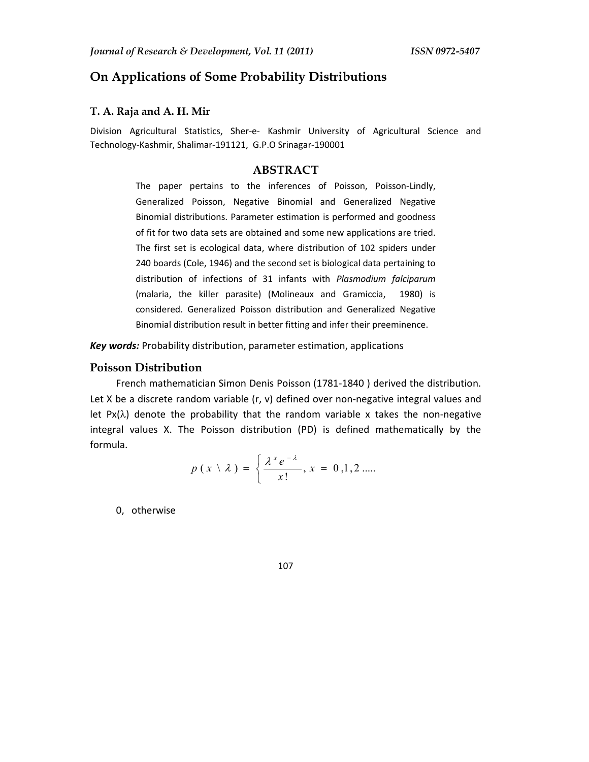# On Applications of Some Probability Distributions

**T. A. Raja and A. H. Mir**

Division Agricultural Statistics, Sher-e- Kashmir University of Agricultural Science and Technology-Kashmir, Shalimar-191121, G.P.O Srinagar-190001

## ABSTRACT

The paper pertains to the inferences of Poisson, Poisson-Lindly, Generalized Poisson, Negative Binomial and Generalized Negative Binomial distributions. Parameter estimation is performed and goodness of fit for two data sets are obtained and some new applications are tried. The first set is ecological data, where distribution of 102 spiders under 240 boards (Cole, 1946) and the second set is biological data pertaining to distribution of infections of 31 infants with *Plasmodium falciparum* (malaria, the killer parasite) (Molineaux and Gramiccia, 1980) is considered. Generalized Poisson distribution and Generalized Negative Binomial distribution result in better fitting and infer their preeminence.

***Key words:*** Probability distribution, parameter estimation, applications

## Poisson Distribution

French mathematician Simon Denis Poisson (1781-1840 ) derived the distribution. Let X be a discrete random variable (r, v) defined over non-negative integral values and let $P_x(\lambda)$ denote the probability that the random variable x takes the non-negative integral values X. The Poisson distribution (PD) is defined mathematically by the formula.

$$p(x \setminus \lambda) = \begin{cases} \dfrac{\lambda^x e^{-\lambda}}{x!}, \ x = 0,1,2 ..... \end{cases}$$

0, otherwise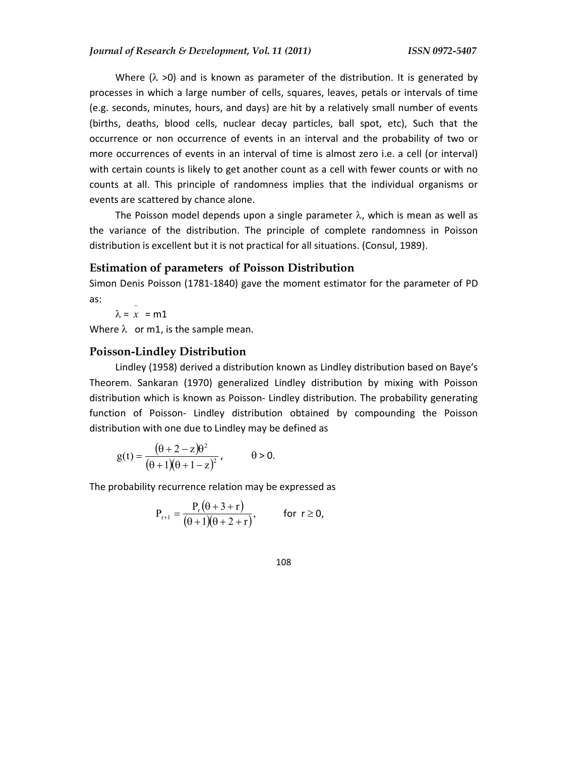Where ($\lambda$ >0) and is known as parameter of the distribution. It is generated by processes in which a large number of cells, squares, leaves, petals or intervals of time (e.g. seconds, minutes, hours, and days) are hit by a relatively small number of events (births, deaths, blood cells, nuclear decay particles, ball spot, etc), Such that the occurrence or non occurrence of events in an interval and the probability of two or more occurrences of events in an interval of time is almost zero i.e. a cell (or interval) with certain counts is likely to get another count as a cell with fewer counts or with no counts at all. This principle of randomness implies that the individual organisms or events are scattered by chance alone.

The Poisson model depends upon a single parameter $\lambda$, which is mean as well as the variance of the distribution. The principle of complete randomness in Poisson distribution is excellent but it is not practical for all situations. (Consul, 1989).

## Estimation of parameters of Poisson Distribution

Simon Denis Poisson (1781-1840) gave the moment estimator for the parameter of PD as:

$$\lambda = \bar{x} = m1$$

Where $\lambda$ or m1, is the sample mean.

## Poisson-Lindley Distribution

Lindley (1958) derived a distribution known as Lindley distribution based on Baye's Theorem. Sankaran (1970) generalized Lindley distribution by mixing with Poisson distribution which is known as Poisson- Lindley distribution. The probability generating function of Poisson- Lindley distribution obtained by compounding the Poisson distribution with one due to Lindley may be defined as

$$g(t) = \frac{(\theta + 2 - z)\theta^2}{(\theta + 1)(\theta + 1 - z)^2}, \qquad \theta > 0.$$

The probability recurrence relation may be expressed as

$$P_{r+1} = \frac{P_r(\theta + 3 + r)}{(\theta + 1)(\theta + 2 + r)}, \qquad \text{for } r \geq 0,$$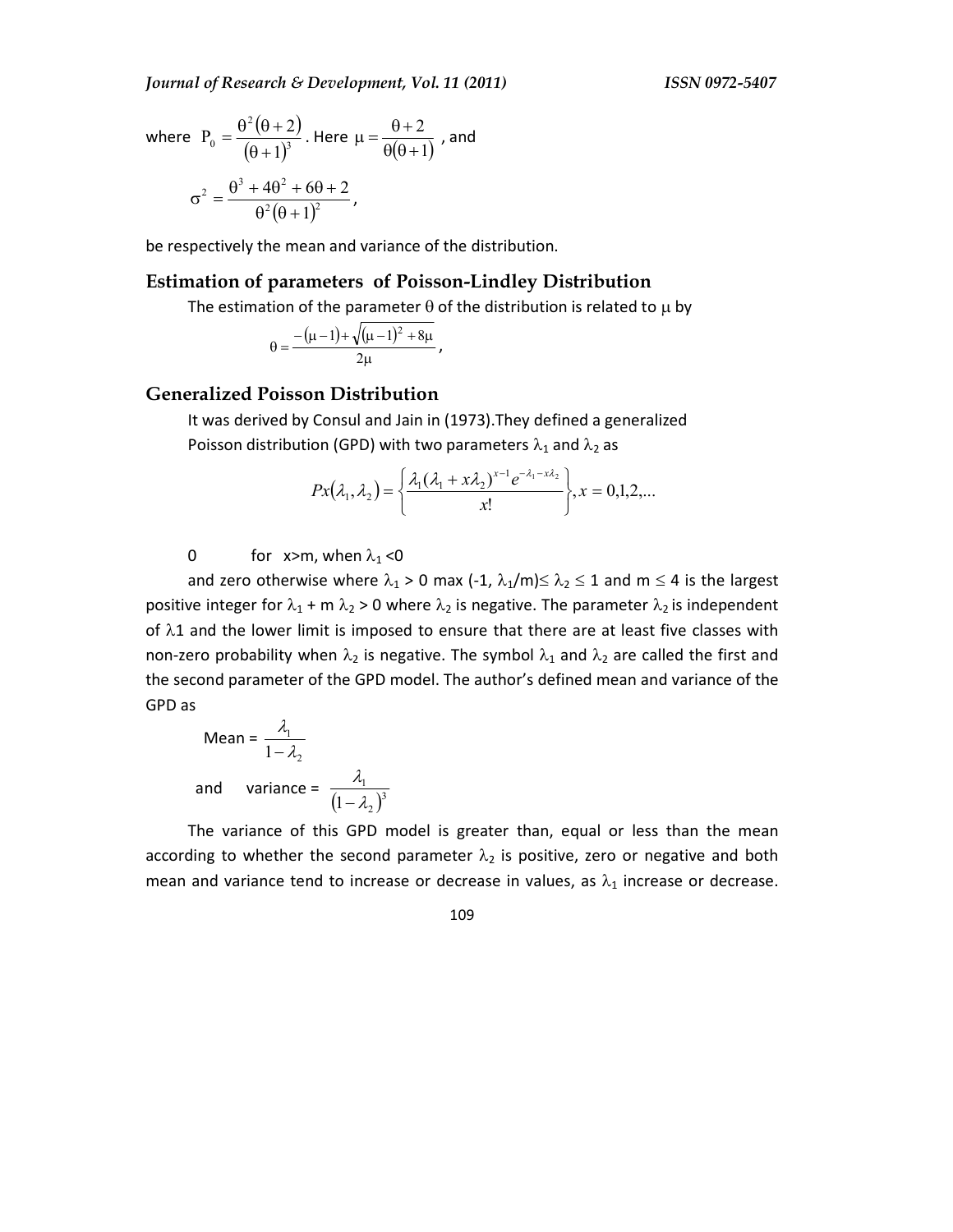where $P_0 = \frac{\theta^2(\theta+2)}{(\theta+1)^3}$. Here $\mu = \frac{\theta+2}{\theta(\theta+1)}$ , and

$$\sigma^2 = \frac{\theta^3 + 4\theta^2 + 6\theta + 2}{\theta^2(\theta+1)^2},$$

be respectively the mean and variance of the distribution.

## Estimation of parameters of Poisson-Lindley Distribution

The estimation of the parameter $\theta$ of the distribution is related to $\mu$ by

$$\theta = \frac{-(\mu-1) + \sqrt{(\mu-1)^2 + 8\mu}}{2\mu},$$

## Generalized Poisson Distribution

It was derived by Consul and Jain in (1973).They defined a generalized Poisson distribution (GPD) with two parameters $\lambda_1$ and $\lambda_2$ as

$$Px(\lambda_1, \lambda_2) = \left\{ \frac{\lambda_1(\lambda_1 + x\lambda_2)^{x-1} e^{-\lambda_1 - x\lambda_2}}{x!} \right\}, x = 0,1,2,...$$

0 for x>m, when $\lambda_1 < 0$

and zero otherwise where $\lambda_1 > 0$ max $(-1, \lambda_1/m) \leq \lambda_2 \leq 1$ and $m \leq 4$ is the largest positive integer for $\lambda_1 + m\,\lambda_2 > 0$ where $\lambda_2$ is negative. The parameter $\lambda_2$ is independent of $\lambda 1$ and the lower limit is imposed to ensure that there are at least five classes with non-zero probability when $\lambda_2$ is negative. The symbol $\lambda_1$ and $\lambda_2$ are called the first and the second parameter of the GPD model. The author's defined mean and variance of the GPD as

Mean = $\frac{\lambda_1}{1-\lambda_2}$

and variance = $\frac{\lambda_1}{(1-\lambda_2)^3}$

The variance of this GPD model is greater than, equal or less than the mean according to whether the second parameter $\lambda_2$ is positive, zero or negative and both mean and variance tend to increase or decrease in values, as $\lambda_1$ increase or decrease.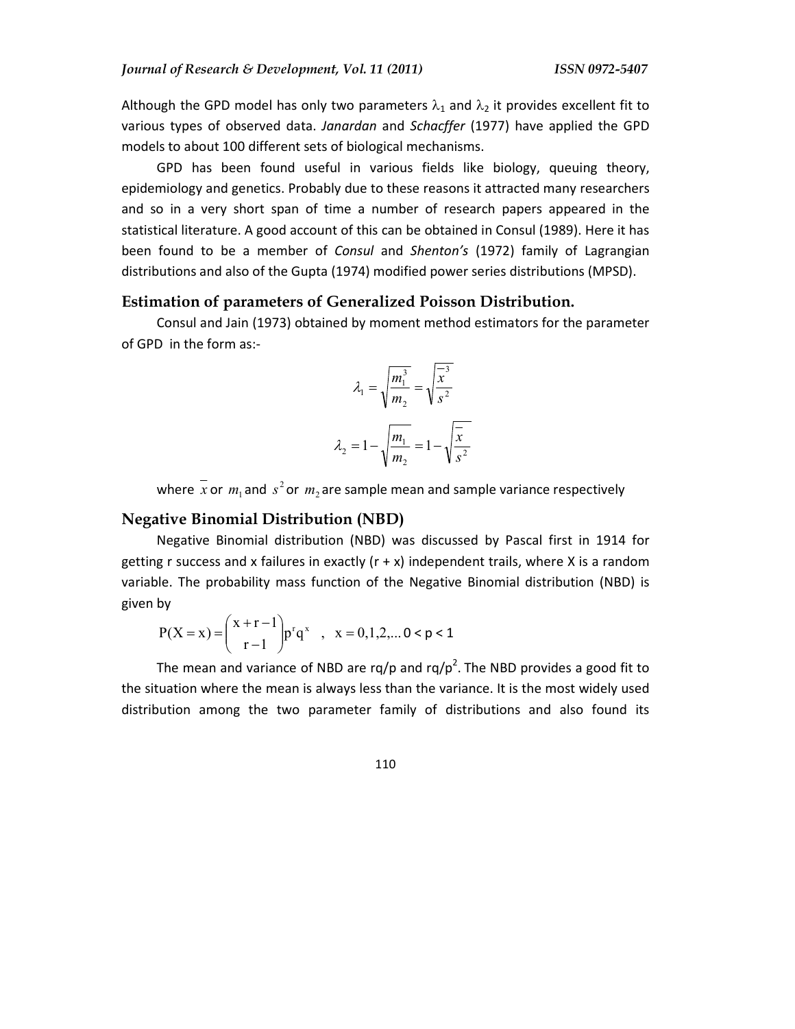Although the GPD model has only two parameters $\lambda_1$ and $\lambda_2$ it provides excellent fit to various types of observed data. *Janardan* and *Schacffer* (1977) have applied the GPD models to about 100 different sets of biological mechanisms.

GPD has been found useful in various fields like biology, queuing theory, epidemiology and genetics. Probably due to these reasons it attracted many researchers and so in a very short span of time a number of research papers appeared in the statistical literature. A good account of this can be obtained in Consul (1989). Here it has been found to be a member of *Consul* and *Shenton's* (1972) family of Lagrangian distributions and also of the Gupta (1974) modified power series distributions (MPSD).

## Estimation of parameters of Generalized Poisson Distribution.

Consul and Jain (1973) obtained by moment method estimators for the parameter of GPD in the form as:-

$$\lambda_1 = \sqrt{\frac{m_1^3}{m_2}} = \sqrt{\frac{\bar{x}^3}{s^2}}$$

$$\lambda_2 = 1 - \sqrt{\frac{m_1}{m_2}} = 1 - \sqrt{\frac{\bar{x}}{s^2}}$$

where $\bar{x}$ or $m_1$ and $s^2$ or $m_2$ are sample mean and sample variance respectively

## Negative Binomial Distribution (NBD)

Negative Binomial distribution (NBD) was discussed by Pascal first in 1914 for getting r success and x failures in exactly (r + x) independent trails, where X is a random variable. The probability mass function of the Negative Binomial distribution (NBD) is given by

$$P(X = x) = \binom{x + r - 1}{r - 1} p^r q^x \quad , \quad x = 0,1,2,\ldots \; 0 < p < 1$$

The mean and variance of NBD are $rq/p$ and $rq/p^2$. The NBD provides a good fit to the situation where the mean is always less than the variance. It is the most widely used distribution among the two parameter family of distributions and also found its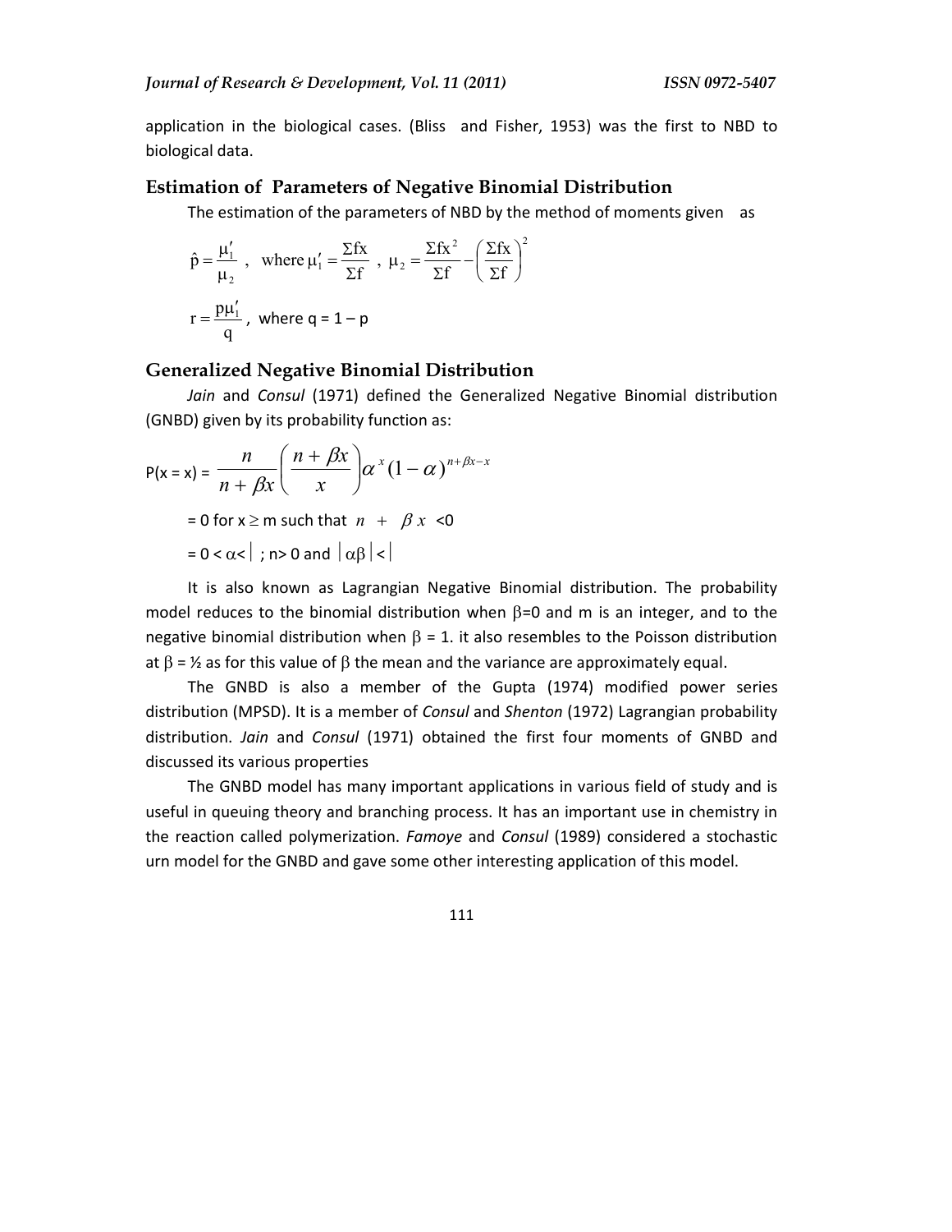application in the biological cases. (Bliss  and Fisher, 1953) was the first to NBD to biological data.

## Estimation of Parameters of Negative Binomial Distribution

The estimation of the parameters of NBD by the method of moments given as

$$\hat{p} = \frac{\mu_1'}{\mu_2}, \quad \text{where } \mu_1' = \frac{\Sigma fx}{\Sigma f}, \ \mu_2 = \frac{\Sigma fx^2}{\Sigma f} - \left(\frac{\Sigma fx}{\Sigma f}\right)^2$$

$$r = \frac{p\mu_1'}{q}, \text{ where } q = 1 - p$$

## Generalized Negative Binomial Distribution

*Jain* and *Consul* (1971) defined the Generalized Negative Binomial distribution (GNBD) given by its probability function as:

$$P(x = x) = \frac{n}{n + \beta x}\binom{n + \beta x}{x}\alpha^{x}(1-\alpha)^{n+\beta x - x}$$

= 0 for $x \geq m$ such that $n + \beta x < 0$

= $0 < \alpha < |$ ; $n > 0$ and $|\alpha\beta| < |$

It is also known as Lagrangian Negative Binomial distribution. The probability model reduces to the binomial distribution when $\beta$=0 and m is an integer, and to the negative binomial distribution when $\beta$ = 1. it also resembles to the Poisson distribution at $\beta$ = ½ as for this value of $\beta$ the mean and the variance are approximately equal.

The GNBD is also a member of the Gupta (1974) modified power series distribution (MPSD). It is a member of *Consul* and *Shenton* (1972) Lagrangian probability distribution. *Jain* and *Consul* (1971) obtained the first four moments of GNBD and discussed its various properties

The GNBD model has many important applications in various field of study and is useful in queuing theory and branching process. It has an important use in chemistry in the reaction called polymerization. *Famoye* and *Consul* (1989) considered a stochastic urn model for the GNBD and gave some other interesting application of this model.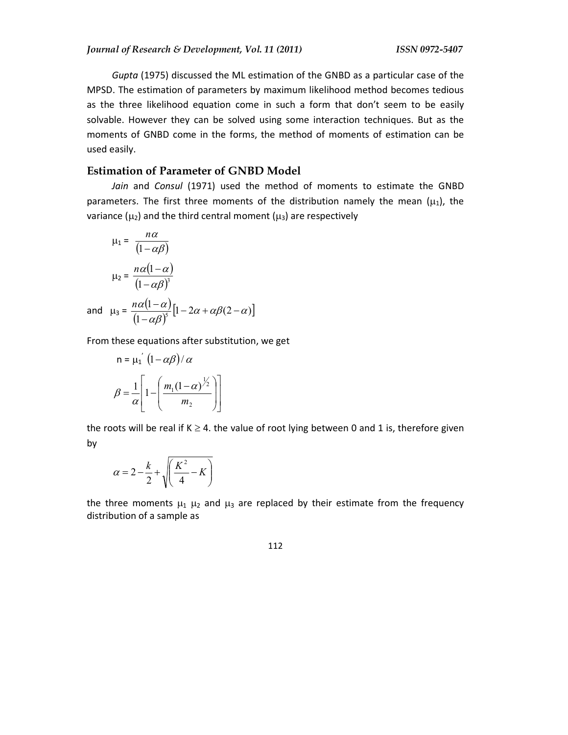*Gupta* (1975) discussed the ML estimation of the GNBD as a particular case of the MPSD. The estimation of parameters by maximum likelihood method becomes tedious as the three likelihood equation come in such a form that don't seem to be easily solvable. However they can be solved using some interaction techniques. But as the moments of GNBD come in the forms, the method of moments of estimation can be used easily.

## Estimation of Parameter of GNBD Model

*Jain* and *Consul* (1971) used the method of moments to estimate the GNBD parameters. The first three moments of the distribution namely the mean ($\mu_1$), the variance ($\mu_2$) and the third central moment ($\mu_3$) are respectively

$$\mu_1 = \frac{n\alpha}{(1-\alpha\beta)}$$

$$\mu_2 = \frac{n\alpha(1-\alpha)}{(1-\alpha\beta)^3}$$

and $$\mu_3 = \frac{n\alpha(1-\alpha)}{(1-\alpha\beta)^5}\left[1-2\alpha+\alpha\beta(2-\alpha)\right]$$

From these equations after substitution, we get

$$n = \mu_1^{'}\,(1-\alpha\beta)/\alpha$$

$$\beta = \frac{1}{\alpha}\left[1-\left(\frac{m_1(1-\alpha)^{1/2}}{m_2}\right)\right]$$

the roots will be real if $K \geq 4$. the value of root lying between 0 and 1 is, therefore given by

$$\alpha = 2-\frac{k}{2}+\sqrt{\left(\frac{K^2}{4}-K\right)}$$

the three moments $\mu_1$ $\mu_2$ and $\mu_3$ are replaced by their estimate from the frequency distribution of a sample as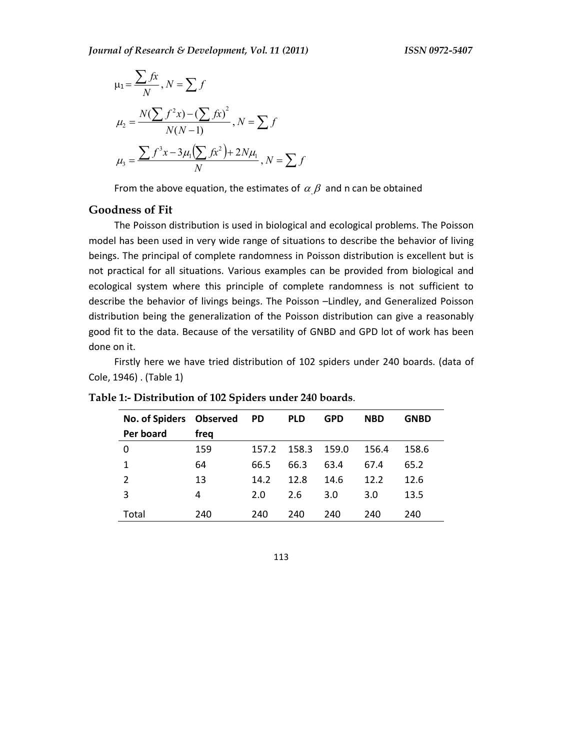$$\mu_1 = \frac{\sum fx}{N}, N = \sum f$$

$$\mu_2 = \frac{N(\sum f^2 x) - (\sum fx)^2}{N(N-1)}, N = \sum f$$

$$\mu_3 = \frac{\sum f^3 x - 3\mu_1\left(\sum fx^2\right) + 2N\mu_1}{N}, N = \sum f$$

From the above equation, the estimates of $\alpha, \beta$ and n can be obtained

## Goodness of Fit

The Poisson distribution is used in biological and ecological problems. The Poisson model has been used in very wide range of situations to describe the behavior of living beings. The principal of complete randomness in Poisson distribution is excellent but is not practical for all situations. Various examples can be provided from biological and ecological system where this principle of complete randomness is not sufficient to describe the behavior of livings beings. The Poisson –Lindley, and Generalized Poisson distribution being the generalization of the Poisson distribution can give a reasonably good fit to the data. Because of the versatility of GNBD and GPD lot of work has been done on it.

Firstly here we have tried distribution of 102 spiders under 240 boards. (data of Cole, 1946) . (Table 1)

**Table 1:- Distribution of 102 Spiders under 240 boards**.

| No. of Spiders Per board | Observed freq | PD | PLD | GPD | NBD | GNBD |
|---|---|---|---|---|---|---|
| 0 | 159 | 157.2 | 158.3 | 159.0 | 156.4 | 158.6 |
| 1 | 64 | 66.5 | 66.3 | 63.4 | 67.4 | 65.2 |
| 2 | 13 | 14.2 | 12.8 | 14.6 | 12.2 | 12.6 |
| 3 | 4 | 2.0 | 2.6 | 3.0 | 3.0 | 13.5 |
| Total | 240 | 240 | 240 | 240 | 240 | 240 |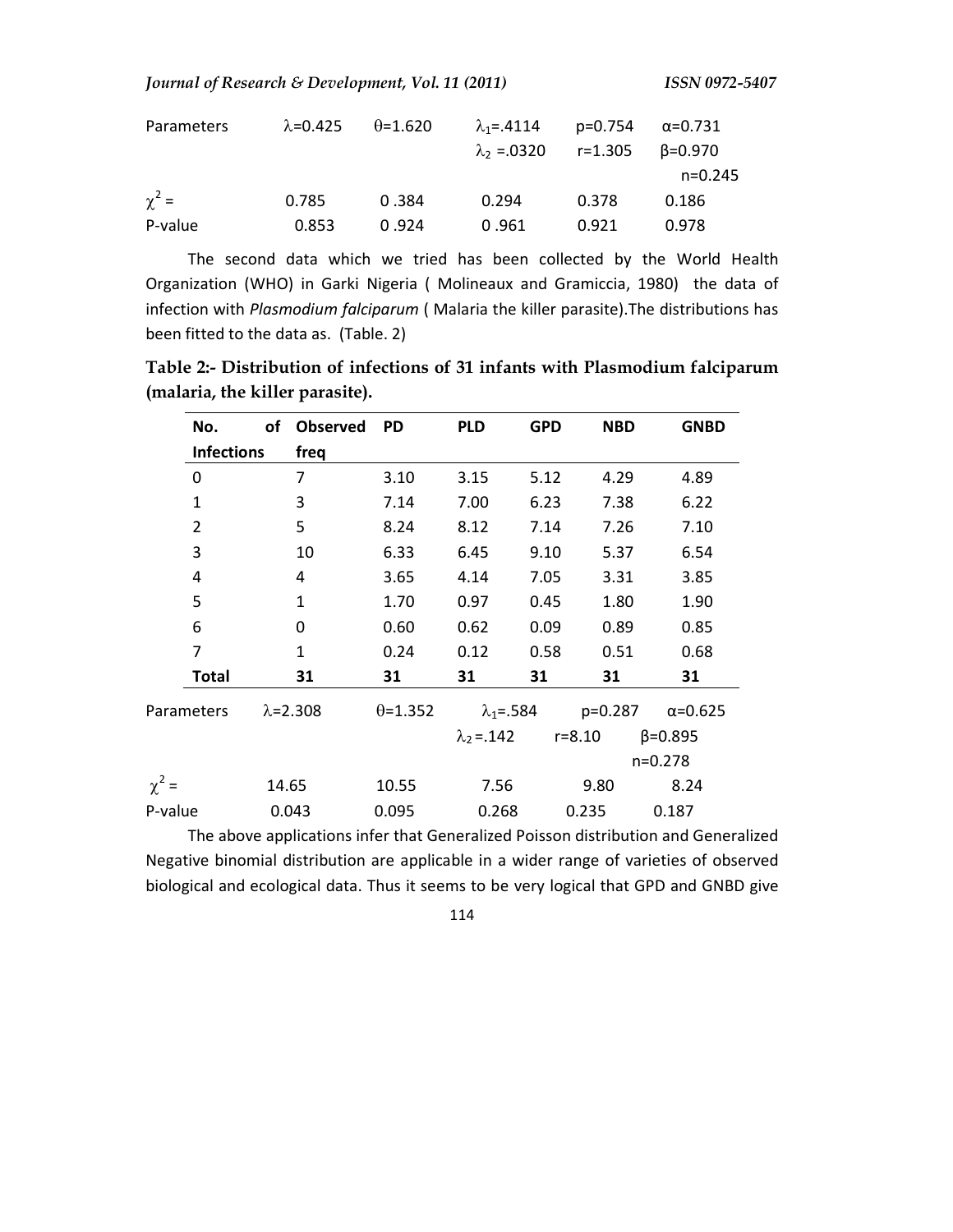| Parameters | $\lambda$=0.425 | $\theta$=1.620 | $\lambda_1$=.4114 | p=0.754 | α=0.731 |
|---|---|---|---|---|---|
| | | | $\lambda_2$ =.0320 | r=1.305 | β=0.970 |
| | | | | | n=0.245 |
| $\chi^2$ = | 0.785 | 0 .384 | 0.294 | 0.378 | 0.186 |
| P-value | 0.853 | 0 .924 | 0 .961 | 0.921 | 0.978 |

The second data which we tried has been collected by the World Health Organization (WHO) in Garki Nigeria ( Molineaux and Gramiccia, 1980) the data of infection with *Plasmodium falciparum* ( Malaria the killer parasite).The distributions has been fitted to the data as. (Table. 2)

**Table 2:- Distribution of infections of 31 infants with Plasmodium falciparum (malaria, the killer parasite).**

| No. of Infections | Observed freq | PD | PLD | GPD | NBD | GNBD |
|---|---|---|---|---|---|---|
| 0 | 7 | 3.10 | 3.15 | 5.12 | 4.29 | 4.89 |
| 1 | 3 | 7.14 | 7.00 | 6.23 | 7.38 | 6.22 |
| 2 | 5 | 8.24 | 8.12 | 7.14 | 7.26 | 7.10 |
| 3 | 10 | 6.33 | 6.45 | 9.10 | 5.37 | 6.54 |
| 4 | 4 | 3.65 | 4.14 | 7.05 | 3.31 | 3.85 |
| 5 | 1 | 1.70 | 0.97 | 0.45 | 1.80 | 1.90 |
| 6 | 0 | 0.60 | 0.62 | 0.09 | 0.89 | 0.85 |
| 7 | 1 | 0.24 | 0.12 | 0.58 | 0.51 | 0.68 |
| **Total** | **31** | **31** | **31** | **31** | **31** | **31** |

| Parameters | $\lambda$=2.308 | $\theta$=1.352 | $\lambda_1$=.584 | p=0.287 | α=0.625 |
|---|---|---|---|---|---|
| | | | $\lambda_2$=.142 | r=8.10 | β=0.895 |
| | | | | | n=0.278 |
| $\chi^2$ = | 14.65 | 10.55 | 7.56 | 9.80 | 8.24 |
| P-value | 0.043 | 0.095 | 0.268 | 0.235 | 0.187 |

The above applications infer that Generalized Poisson distribution and Generalized Negative binomial distribution are applicable in a wider range of varieties of observed biological and ecological data. Thus it seems to be very logical that GPD and GNBD give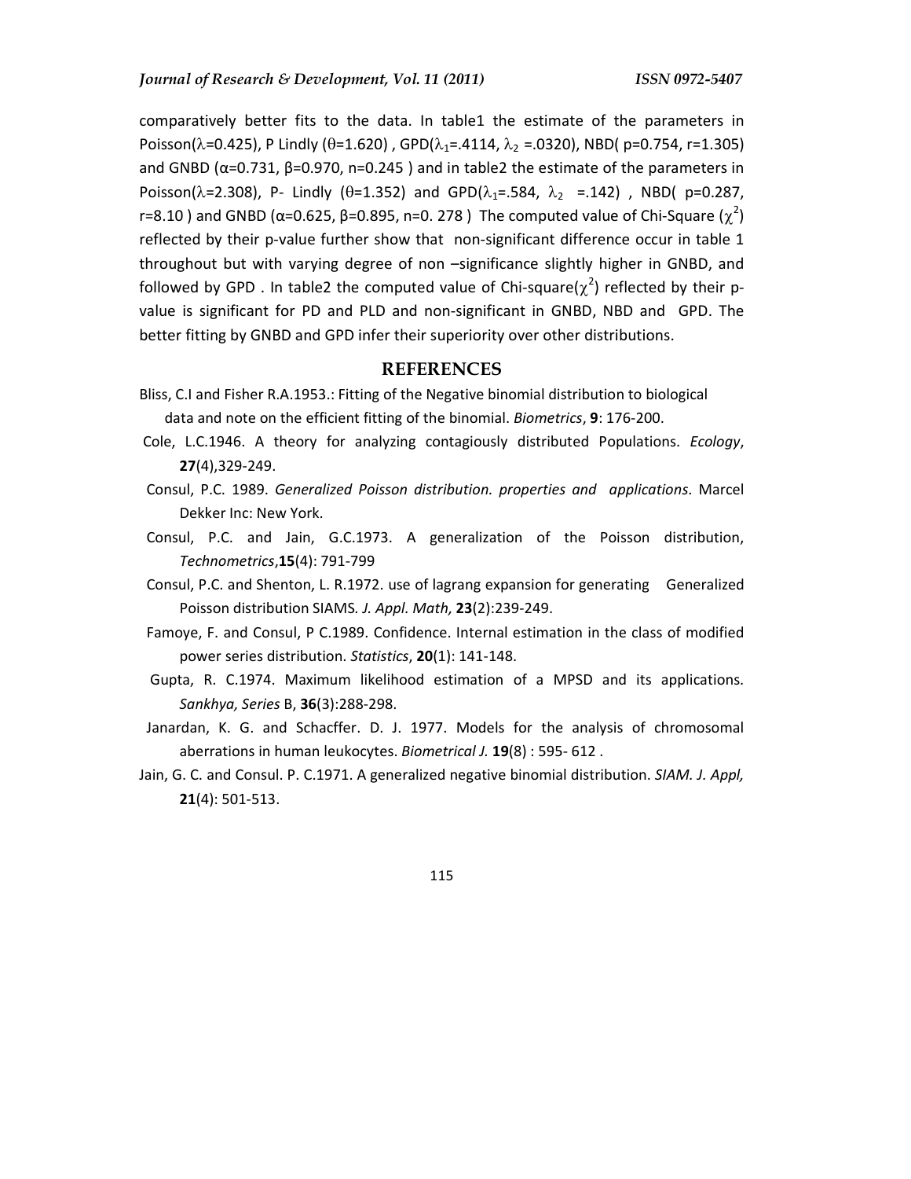comparatively better fits to the data. In table1 the estimate of the parameters in Poisson($\lambda$=0.425), P Lindly ($\theta$=1.620) , GPD($\lambda_1$=.4114, $\lambda_2$ =.0320), NBD( p=0.754, r=1.305) and GNBD ($\alpha$=0.731, $\beta$=0.970, n=0.245 ) and in table2 the estimate of the parameters in Poisson($\lambda$=2.308), P- Lindly ($\theta$=1.352) and GPD($\lambda_1$=.584, $\lambda_2$ =.142) , NBD( p=0.287, r=8.10 ) and GNBD ($\alpha$=0.625, $\beta$=0.895, n=0. 278 ) The computed value of Chi-Square ($\chi^2$) reflected by their p-value further show that non-significant difference occur in table 1 throughout but with varying degree of non –significance slightly higher in GNBD, and followed by GPD . In table2 the computed value of Chi-square($\chi^2$) reflected by their p-value is significant for PD and PLD and non-significant in GNBD, NBD and GPD. The better fitting by GNBD and GPD infer their superiority over other distributions.

## REFERENCES

Bliss, C.I and Fisher R.A.1953.: Fitting of the Negative binomial distribution to biological data and note on the efficient fitting of the binomial. *Biometrics*, **9**: 176-200.

Cole, L.C.1946. A theory for analyzing contagiously distributed Populations. *Ecology*, **27**(4),329-249.

Consul, P.C. 1989. *Generalized Poisson distribution. properties and applications*. Marcel Dekker Inc: New York.

Consul, P.C. and Jain, G.C.1973. A generalization of the Poisson distribution, *Technometrics*,**15**(4): 791-799

Consul, P.C. and Shenton, L. R.1972. use of lagrang expansion for generating Generalized Poisson distribution SIAMS. *J. Appl. Math,* **23**(2):239-249.

Famoye, F. and Consul, P C.1989. Confidence. Internal estimation in the class of modified power series distribution. *Statistics*, **20**(1): 141-148.

Gupta, R. C.1974. Maximum likelihood estimation of a MPSD and its applications. *Sankhya, Series* B, **36**(3):288-298.

Janardan, K. G. and Schacffer. D. J. 1977. Models for the analysis of chromosomal aberrations in human leukocytes. *Biometrical J.* **19**(8) : 595- 612 .

Jain, G. C. and Consul. P. C.1971. A generalized negative binomial distribution. *SIAM. J. Appl,* **21**(4): 501-513.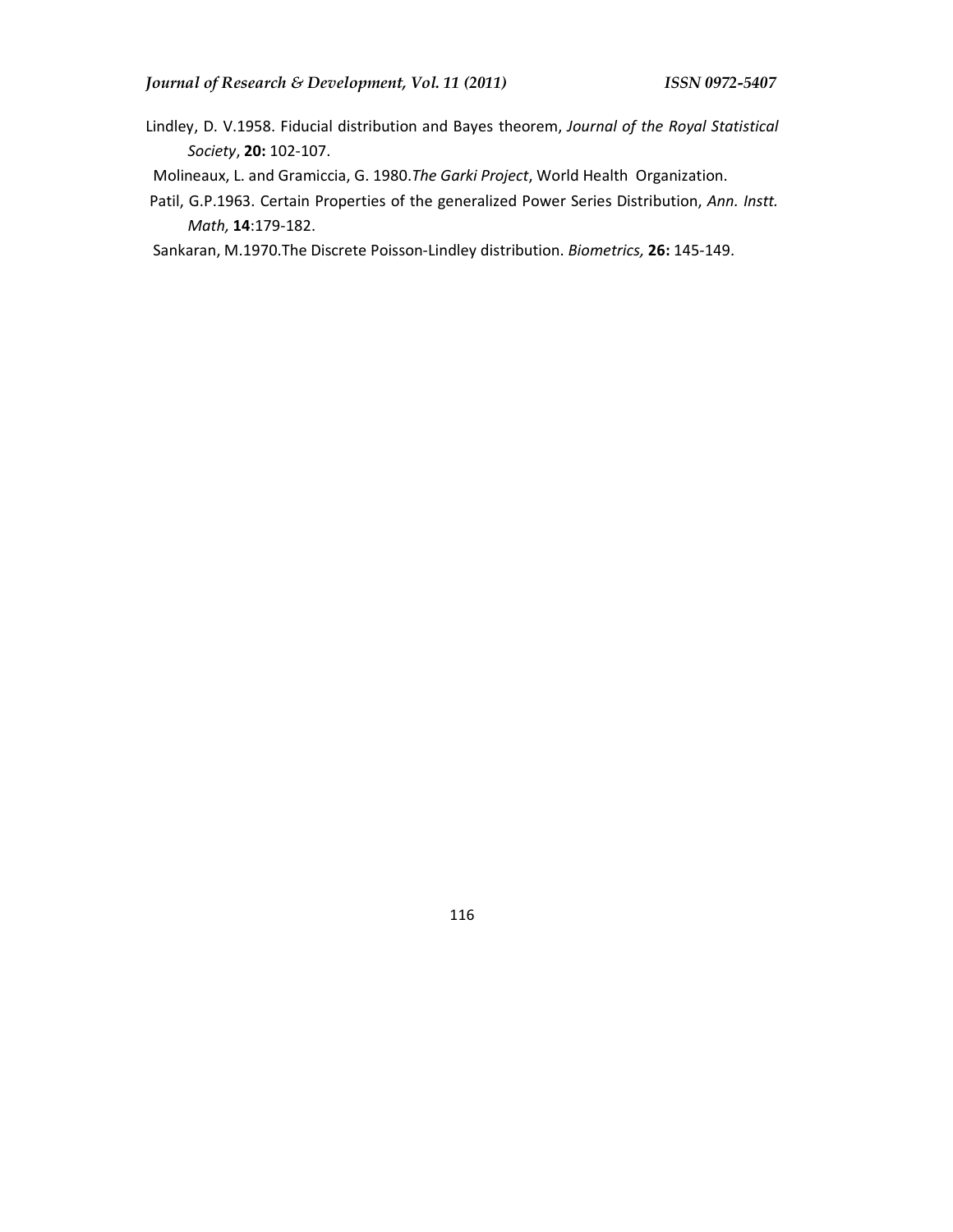Lindley, D. V.1958. Fiducial distribution and Bayes theorem, *Journal of the Royal Statistical Society*, **20:** 102-107.

Molineaux, L. and Gramiccia, G. 1980.*The Garki Project*, World Health Organization.

Patil, G.P.1963. Certain Properties of the generalized Power Series Distribution, *Ann. Instt. Math,* **14**:179-182.

Sankaran, M.1970.The Discrete Poisson-Lindley distribution. *Biometrics,* **26:** 145-149.